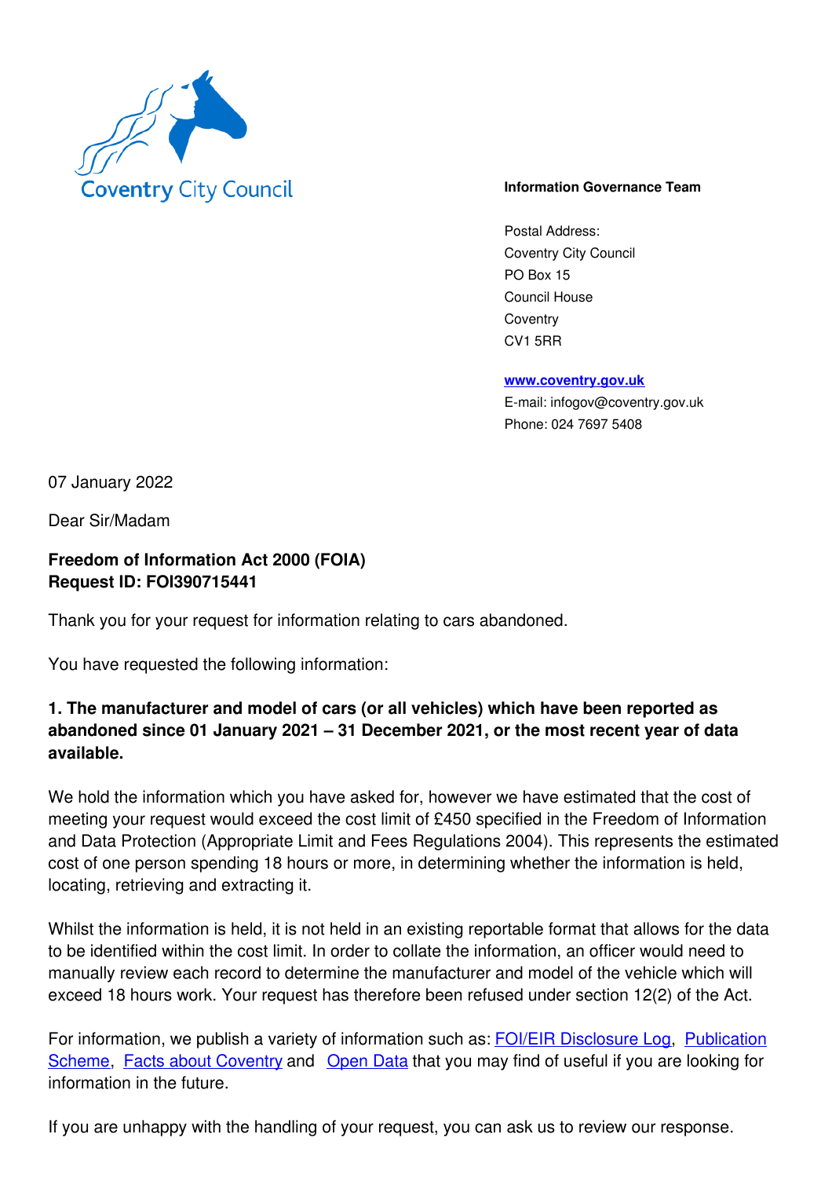Coventry City Council

**Information Governance Team**

Postal Address:
Coventry City Council
PO Box 15
Council House
Coventry
CV1 5RR

**www.coventry.gov.uk**
E-mail: infogov@coventry.gov.uk
Phone: 024 7697 5408

07 January 2022

Dear Sir/Madam

**Freedom of Information Act 2000 (FOIA)**
**Request ID: FOI390715441**

Thank you for your request for information relating to cars abandoned.

You have requested the following information:

**1. The manufacturer and model of cars (or all vehicles) which have been reported as abandoned since 01 January 2021 – 31 December 2021, or the most recent year of data available.**

We hold the information which you have asked for, however we have estimated that the cost of meeting your request would exceed the cost limit of £450 specified in the Freedom of Information and Data Protection (Appropriate Limit and Fees Regulations 2004). This represents the estimated cost of one person spending 18 hours or more, in determining whether the information is held, locating, retrieving and extracting it.

Whilst the information is held, it is not held in an existing reportable format that allows for the data to be identified within the cost limit. In order to collate the information, an officer would need to manually review each record to determine the manufacturer and model of the vehicle which will exceed 18 hours work. Your request has therefore been refused under section 12(2) of the Act.

For information, we publish a variety of information such as: FOI/EIR Disclosure Log, Publication Scheme, Facts about Coventry and Open Data that you may find of useful if you are looking for information in the future.

If you are unhappy with the handling of your request, you can ask us to review our response.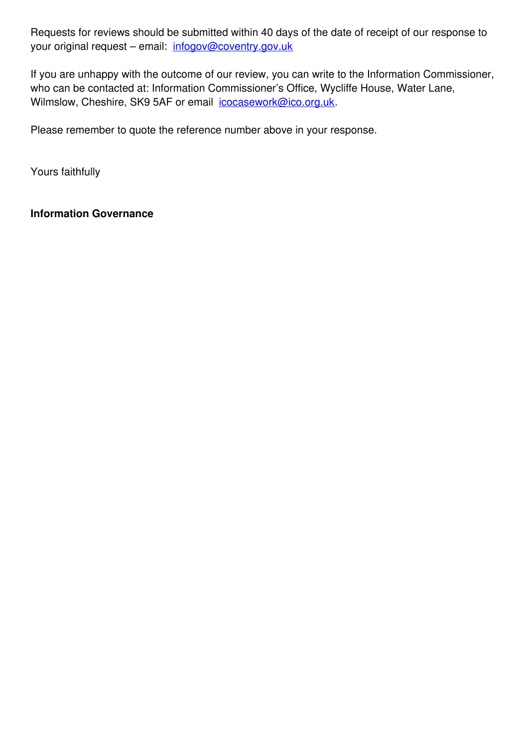Requests for reviews should be submitted within 40 days of the date of receipt of our response to your original request – email: [infogov@coventry.gov.uk](mailto:infogov@coventry.gov.uk)

If you are unhappy with the outcome of our review, you can write to the Information Commissioner, who can be contacted at: Information Commissioner's Office, Wycliffe House, Water Lane, Wilmslow, Cheshire, SK9 5AF or email [icocasework@ico.org.uk](mailto:icocasework@ico.org.uk).

Please remember to quote the reference number above in your response.

Yours faithfully

**Information Governance**